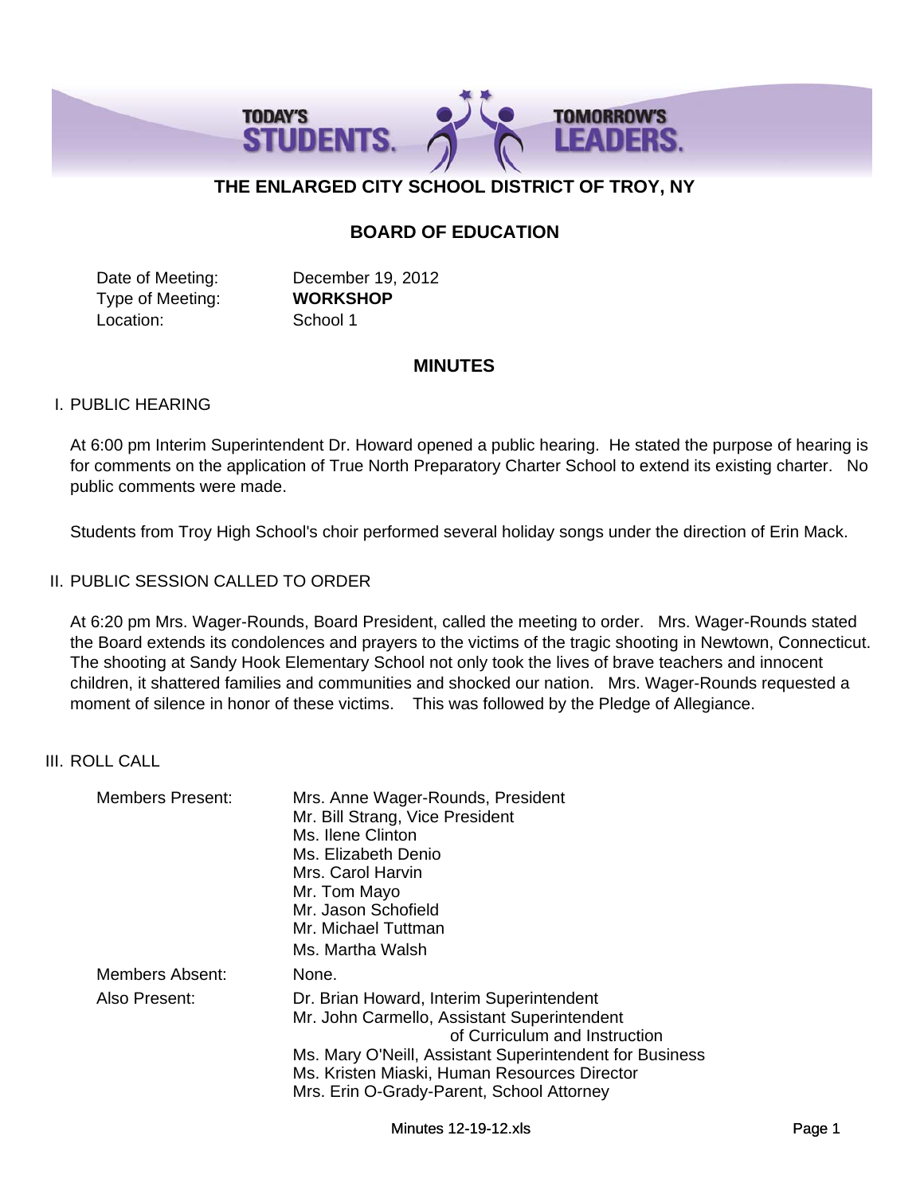# THE ENLARGED CITY SCHOOL DISTRICT OF TROY, NY

## BOARD OF EDUCATION

Date of Meeting: December 19, 2012
Type of Meeting: **WORKSHOP**
Location: School 1

## MINUTES

### I. PUBLIC HEARING

At 6:00 pm Interim Superintendent Dr. Howard opened a public hearing. He stated the purpose of hearing is for comments on the application of True North Preparatory Charter School to extend its existing charter. No public comments were made.

Students from Troy High School's choir performed several holiday songs under the direction of Erin Mack.

### II. PUBLIC SESSION CALLED TO ORDER

At 6:20 pm Mrs. Wager-Rounds, Board President, called the meeting to order. Mrs. Wager-Rounds stated the Board extends its condolences and prayers to the victims of the tragic shooting in Newtown, Connecticut. The shooting at Sandy Hook Elementary School not only took the lives of brave teachers and innocent children, it shattered families and communities and shocked our nation. Mrs. Wager-Rounds requested a moment of silence in honor of these victims. This was followed by the Pledge of Allegiance.

### III. ROLL CALL

Members Present:
- Mrs. Anne Wager-Rounds, President
- Mr. Bill Strang, Vice President
- Ms. Ilene Clinton
- Ms. Elizabeth Denio
- Mrs. Carol Harvin
- Mr. Tom Mayo
- Mr. Jason Schofield
- Mr. Michael Tuttman
- Ms. Martha Walsh

Members Absent: None.

Also Present:
- Dr. Brian Howard, Interim Superintendent
- Mr. John Carmello, Assistant Superintendent of Curriculum and Instruction
- Ms. Mary O'Neill, Assistant Superintendent for Business
- Ms. Kristen Miaski, Human Resources Director
- Mrs. Erin O-Grady-Parent, School Attorney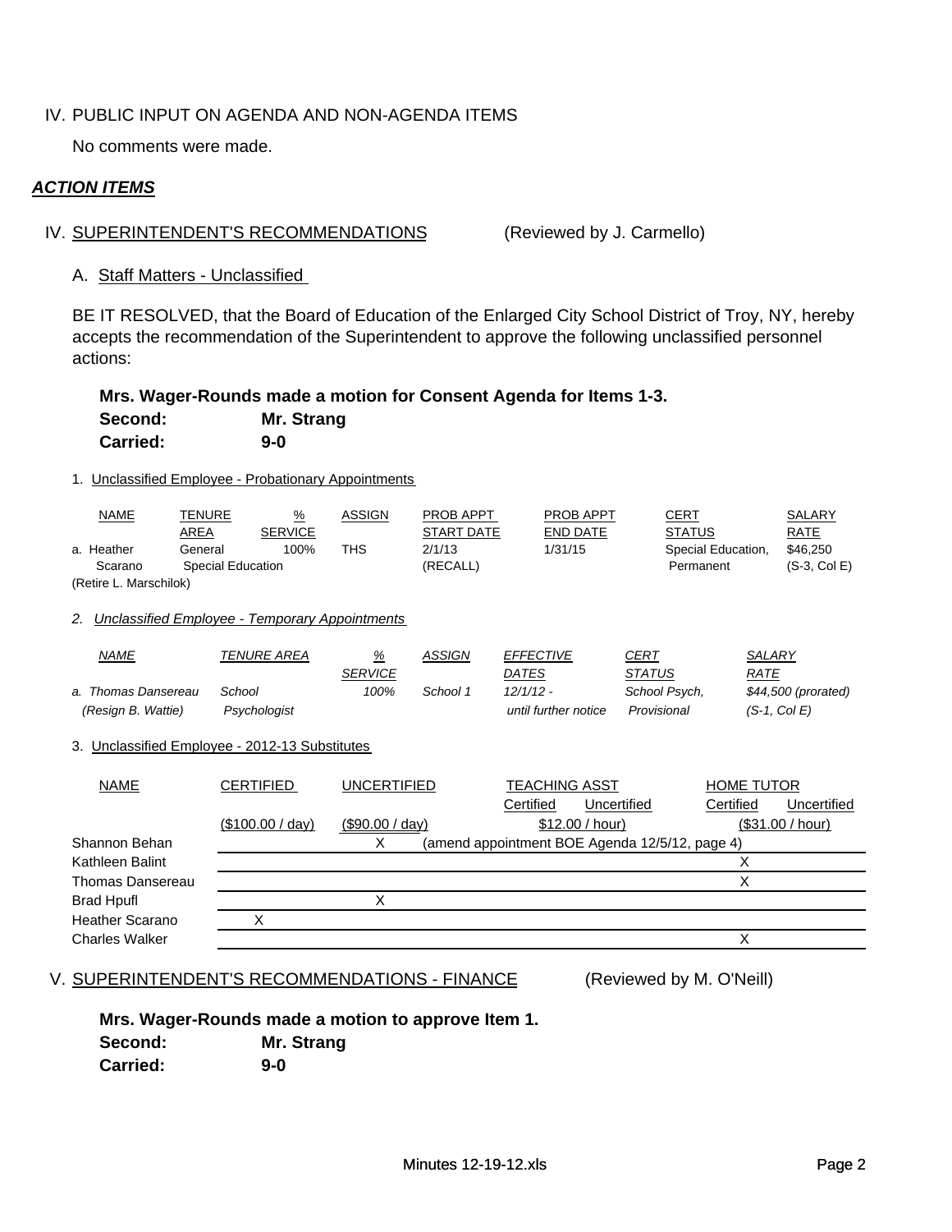IV. PUBLIC INPUT ON AGENDA AND NON-AGENDA ITEMS

No comments were made.

***ACTION ITEMS***

IV. SUPERINTENDENT'S RECOMMENDATIONS (Reviewed by J. Carmello)

A. Staff Matters - Unclassified

BE IT RESOLVED, that the Board of Education of the Enlarged City School District of Troy, NY, hereby accepts the recommendation of the Superintendent to approve the following unclassified personnel actions:

**Mrs. Wager-Rounds made a motion for Consent Agenda for Items 1-3.**
**Second: Mr. Strang**
**Carried: 9-0**

1. Unclassified Employee - Probationary Appointments

| NAME | TENURE AREA | % SERVICE | ASSIGN | PROB APPT START DATE | PROB APPT END DATE | CERT STATUS | SALARY RATE |
|---|---|---|---|---|---|---|---|
| a. Heather Scarano (Retire L. Marschilok) | General Special Education | 100% | THS | 2/1/13 (RECALL) | 1/31/15 | Special Education, Permanent | $46,250 (S-3, Col E) |

*2. Unclassified Employee - Temporary Appointments*

| *NAME* | *TENURE AREA* | *% SERVICE* | *ASSIGN* | *EFFECTIVE DATES* | *CERT STATUS* | *SALARY RATE* |
|---|---|---|---|---|---|---|
| *a. Thomas Dansereau (Resign B. Wattie)* | *School Psychologist* | *100%* | *School 1* | *12/1/12 - until further notice* | *School Psych, Provisional* | *$44,500 (prorated) (S-1, Col E)* |

3. Unclassified Employee - 2012-13 Substitutes

| NAME | CERTIFIED | UNCERTIFIED | TEACHING ASST | | HOME TUTOR | |
|---|---|---|---|---|---|---|
| | | | Certified | Uncertified | Certified | Uncertified |
| | ($100.00 / day) | ($90.00 / day) | $12.00 / hour) | | ($31.00 / hour) | |
| Shannon Behan | | X | (amend appointment BOE Agenda 12/5/12, page 4) | | | |
| Kathleen Balint | | | | | X | |
| Thomas Dansereau | | | | | X | |
| Brad Hpufl | | X | | | | |
| Heather Scarano | X | | | | | |
| Charles Walker | | | | | X | |

V. SUPERINTENDENT'S RECOMMENDATIONS - FINANCE (Reviewed by M. O'Neill)

**Mrs. Wager-Rounds made a motion to approve Item 1.**
**Second: Mr. Strang**
**Carried: 9-0**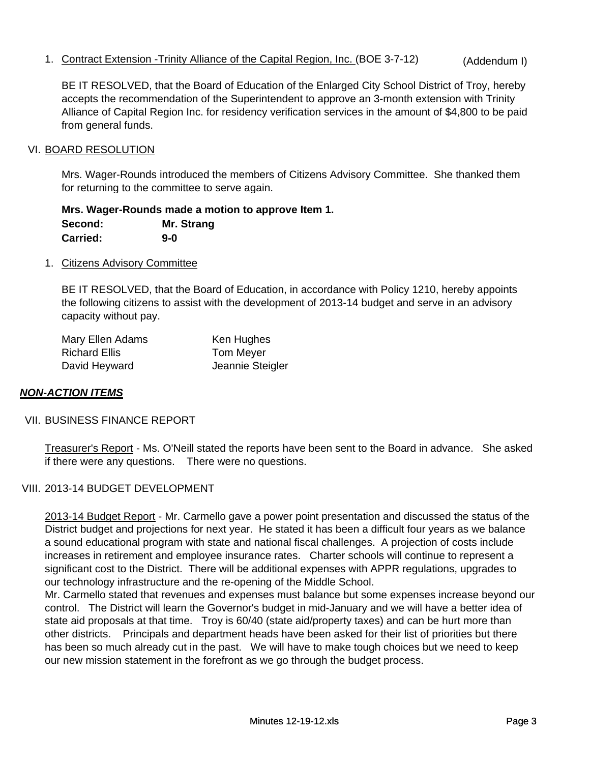1. Contract Extension -Trinity Alliance of the Capital Region, Inc. (BOE 3-7-12) (Addendum I)

   BE IT RESOLVED, that the Board of Education of the Enlarged City School District of Troy, hereby accepts the recommendation of the Superintendent to approve an 3-month extension with Trinity Alliance of Capital Region Inc. for residency verification services in the amount of $4,800 to be paid from general funds.

VI. BOARD RESOLUTION

Mrs. Wager-Rounds introduced the members of Citizens Advisory Committee. She thanked them for returning to the committee to serve again.

**Mrs. Wager-Rounds made a motion to approve Item 1.**
**Second: Mr. Strang**
**Carried: 9-0**

1. Citizens Advisory Committee

   BE IT RESOLVED, that the Board of Education, in accordance with Policy 1210, hereby appoints the following citizens to assist with the development of 2013-14 budget and serve in an advisory capacity without pay.

| | |
|---|---|
| Mary Ellen Adams | Ken Hughes |
| Richard Ellis | Tom Meyer |
| David Heyward | Jeannie Steigler |

***NON-ACTION ITEMS***

VII. BUSINESS FINANCE REPORT

Treasurer's Report - Ms. O'Neill stated the reports have been sent to the Board in advance. She asked if there were any questions. There were no questions.

VIII. 2013-14 BUDGET DEVELOPMENT

2013-14 Budget Report - Mr. Carmello gave a power point presentation and discussed the status of the District budget and projections for next year. He stated it has been a difficult four years as we balance a sound educational program with state and national fiscal challenges. A projection of costs include increases in retirement and employee insurance rates. Charter schools will continue to represent a significant cost to the District. There will be additional expenses with APPR regulations, upgrades to our technology infrastructure and the re-opening of the Middle School.
Mr. Carmello stated that revenues and expenses must balance but some expenses increase beyond our control. The District will learn the Governor's budget in mid-January and we will have a better idea of state aid proposals at that time. Troy is 60/40 (state aid/property taxes) and can be hurt more than other districts. Principals and department heads have been asked for their list of priorities but there has been so much already cut in the past. We will have to make tough choices but we need to keep our new mission statement in the forefront as we go through the budget process.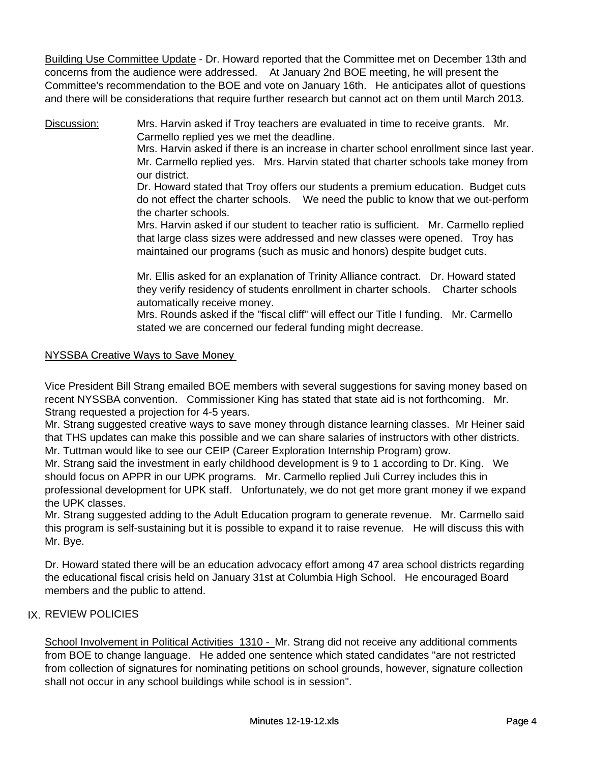Building Use Committee Update - Dr. Howard reported that the Committee met on December 13th and concerns from the audience were addressed. At January 2nd BOE meeting, he will present the Committee's recommendation to the BOE and vote on January 16th. He anticipates allot of questions and there will be considerations that require further research but cannot act on them until March 2013.

Discussion: Mrs. Harvin asked if Troy teachers are evaluated in time to receive grants. Mr. Carmello replied yes we met the deadline.
Mrs. Harvin asked if there is an increase in charter school enrollment since last year. Mr. Carmello replied yes. Mrs. Harvin stated that charter schools take money from our district.
Dr. Howard stated that Troy offers our students a premium education. Budget cuts do not effect the charter schools. We need the public to know that we out-perform the charter schools.
Mrs. Harvin asked if our student to teacher ratio is sufficient. Mr. Carmello replied that large class sizes were addressed and new classes were opened. Troy has maintained our programs (such as music and honors) despite budget cuts.

Mr. Ellis asked for an explanation of Trinity Alliance contract. Dr. Howard stated they verify residency of students enrollment in charter schools. Charter schools automatically receive money.
Mrs. Rounds asked if the "fiscal cliff" will effect our Title I funding. Mr. Carmello stated we are concerned our federal funding might decrease.

NYSSBA Creative Ways to Save Money

Vice President Bill Strang emailed BOE members with several suggestions for saving money based on recent NYSSBA convention. Commissioner King has stated that state aid is not forthcoming. Mr. Strang requested a projection for 4-5 years.
Mr. Strang suggested creative ways to save money through distance learning classes. Mr Heiner said that THS updates can make this possible and we can share salaries of instructors with other districts.
Mr. Tuttman would like to see our CEIP (Career Exploration Internship Program) grow.
Mr. Strang said the investment in early childhood development is 9 to 1 according to Dr. King. We should focus on APPR in our UPK programs. Mr. Carmello replied Juli Currey includes this in professional development for UPK staff. Unfortunately, we do not get more grant money if we expand the UPK classes.
Mr. Strang suggested adding to the Adult Education program to generate revenue. Mr. Carmello said this program is self-sustaining but it is possible to expand it to raise revenue. He will discuss this with Mr. Bye.

Dr. Howard stated there will be an education advocacy effort among 47 area school districts regarding the educational fiscal crisis held on January 31st at Columbia High School. He encouraged Board members and the public to attend.

## IX. REVIEW POLICIES

School Involvement in Political Activities 1310 - Mr. Strang did not receive any additional comments from BOE to change language. He added one sentence which stated candidates "are not restricted from collection of signatures for nominating petitions on school grounds, however, signature collection shall not occur in any school buildings while school is in session".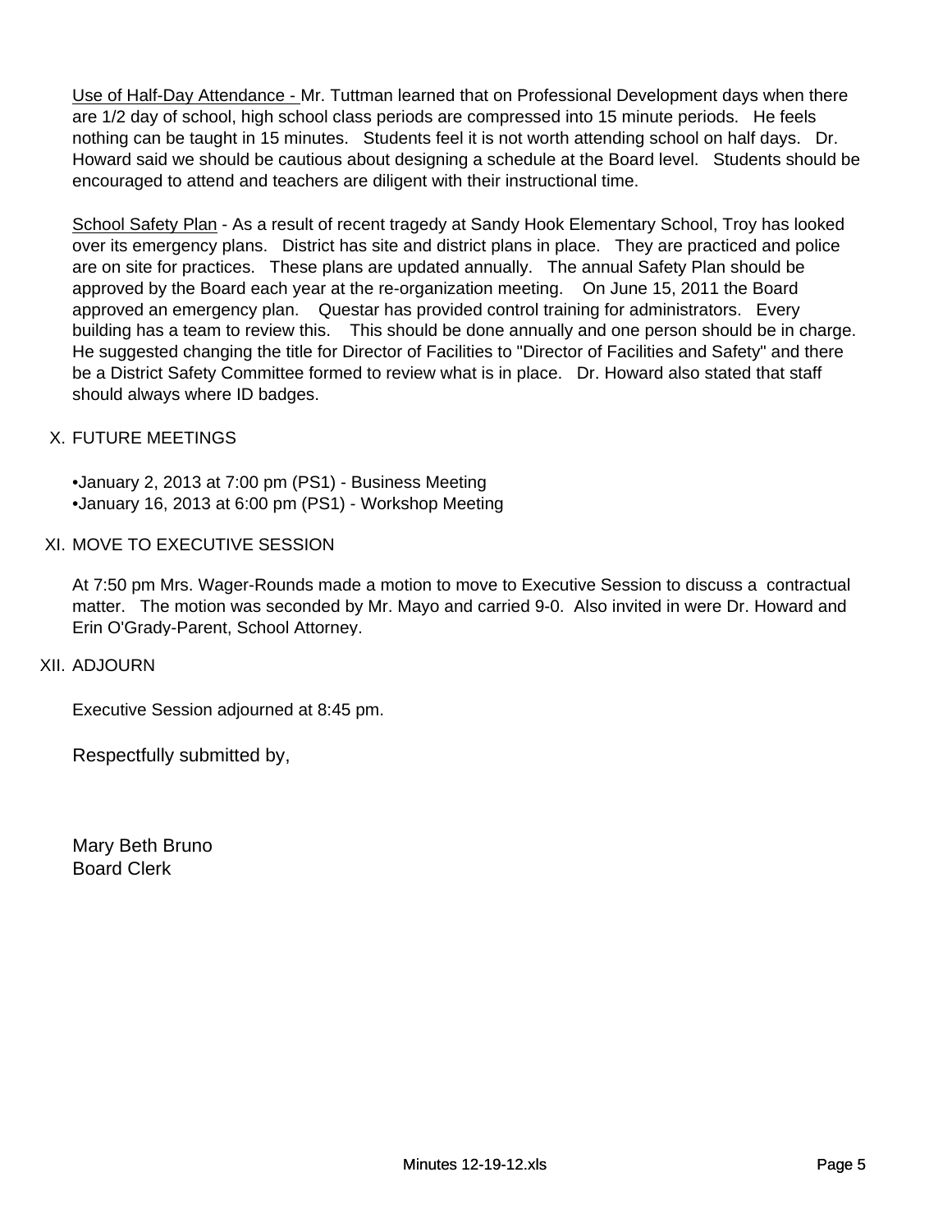Use of Half-Day Attendance - Mr. Tuttman learned that on Professional Development days when there are 1/2 day of school, high school class periods are compressed into 15 minute periods. He feels nothing can be taught in 15 minutes. Students feel it is not worth attending school on half days. Dr. Howard said we should be cautious about designing a schedule at the Board level. Students should be encouraged to attend and teachers are diligent with their instructional time.

School Safety Plan - As a result of recent tragedy at Sandy Hook Elementary School, Troy has looked over its emergency plans. District has site and district plans in place. They are practiced and police are on site for practices. These plans are updated annually. The annual Safety Plan should be approved by the Board each year at the re-organization meeting. On June 15, 2011 the Board approved an emergency plan. Questar has provided control training for administrators. Every building has a team to review this. This should be done annually and one person should be in charge. He suggested changing the title for Director of Facilities to "Director of Facilities and Safety" and there be a District Safety Committee formed to review what is in place. Dr. Howard also stated that staff should always where ID badges.

## X. FUTURE MEETINGS

- January 2, 2013 at 7:00 pm (PS1) - Business Meeting
- January 16, 2013 at 6:00 pm (PS1) - Workshop Meeting

## XI. MOVE TO EXECUTIVE SESSION

At 7:50 pm Mrs. Wager-Rounds made a motion to move to Executive Session to discuss a contractual matter. The motion was seconded by Mr. Mayo and carried 9-0. Also invited in were Dr. Howard and Erin O'Grady-Parent, School Attorney.

## XII. ADJOURN

Executive Session adjourned at 8:45 pm.

Respectfully submitted by,

Mary Beth Bruno
Board Clerk